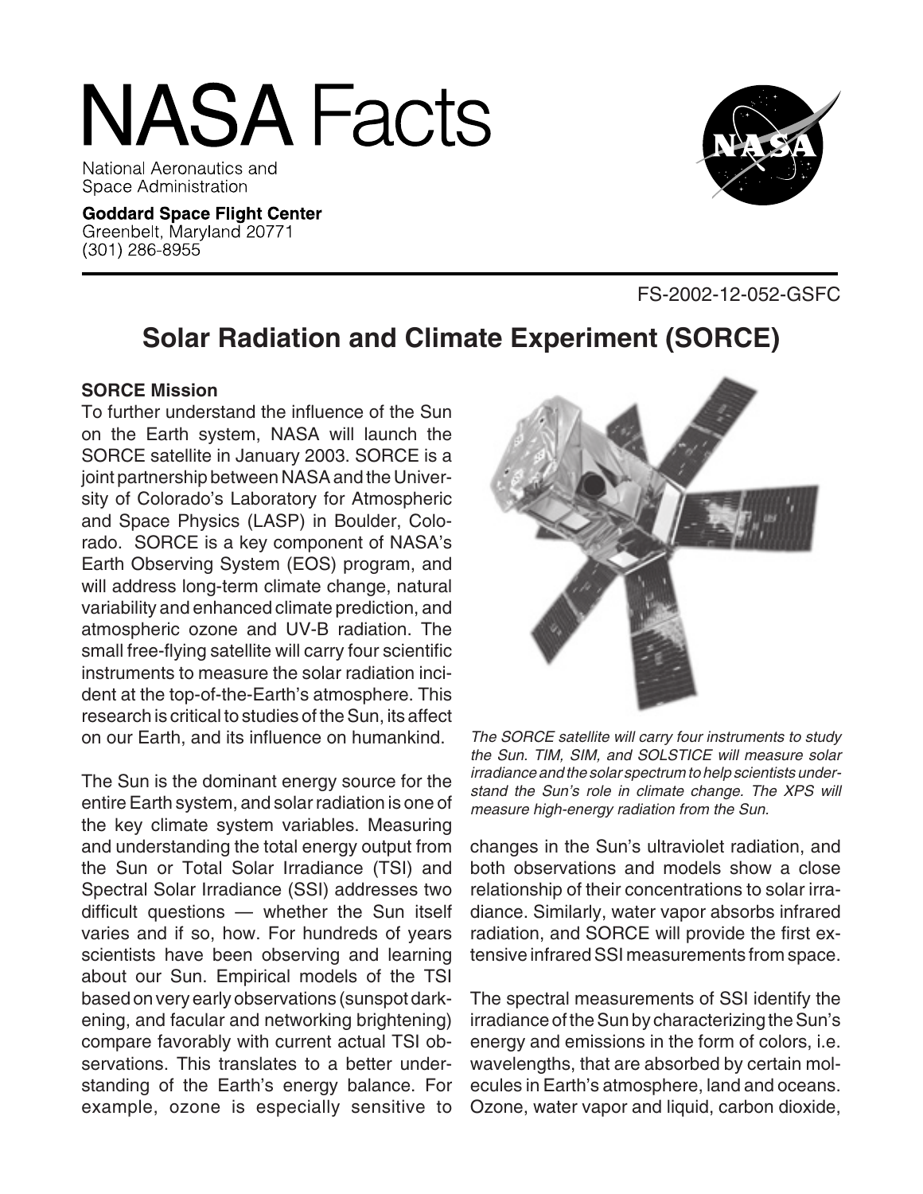# NASA Facts

National Aeronautics and
Space Administration

**Goddard Space Flight Center**
Greenbelt, Maryland 20771
(301) 286-8955

FS-2002-12-052-GSFC

## Solar Radiation and Climate Experiment (SORCE)

### SORCE Mission

To further understand the influence of the Sun on the Earth system, NASA will launch the SORCE satellite in January 2003. SORCE is a joint partnership between NASA and the University of Colorado's Laboratory for Atmospheric and Space Physics (LASP) in Boulder, Colorado. SORCE is a key component of NASA's Earth Observing System (EOS) program, and will address long-term climate change, natural variability and enhanced climate prediction, and atmospheric ozone and UV-B radiation. The small free-flying satellite will carry four scientific instruments to measure the solar radiation incident at the top-of-the-Earth's atmosphere. This research is critical to studies of the Sun, its affect on our Earth, and its influence on humankind.

*The SORCE satellite will carry four instruments to study the Sun. TIM, SIM, and SOLSTICE will measure solar irradiance and the solar spectrum to help scientists understand the Sun's role in climate change. The XPS will measure high-energy radiation from the Sun.*

The Sun is the dominant energy source for the entire Earth system, and solar radiation is one of the key climate system variables. Measuring and understanding the total energy output from the Sun or Total Solar Irradiance (TSI) and Spectral Solar Irradiance (SSI) addresses two difficult questions — whether the Sun itself varies and if so, how. For hundreds of years scientists have been observing and learning about our Sun. Empirical models of the TSI based on very early observations (sunspot darkening, and facular and networking brightening) compare favorably with current actual TSI observations. This translates to a better understanding of the Earth's energy balance. For example, ozone is especially sensitive to changes in the Sun's ultraviolet radiation, and both observations and models show a close relationship of their concentrations to solar irradiance. Similarly, water vapor absorbs infrared radiation, and SORCE will provide the first extensive infrared SSI measurements from space.

The spectral measurements of SSI identify the irradiance of the Sun by characterizing the Sun's energy and emissions in the form of colors, i.e. wavelengths, that are absorbed by certain molecules in Earth's atmosphere, land and oceans. Ozone, water vapor and liquid, carbon dioxide,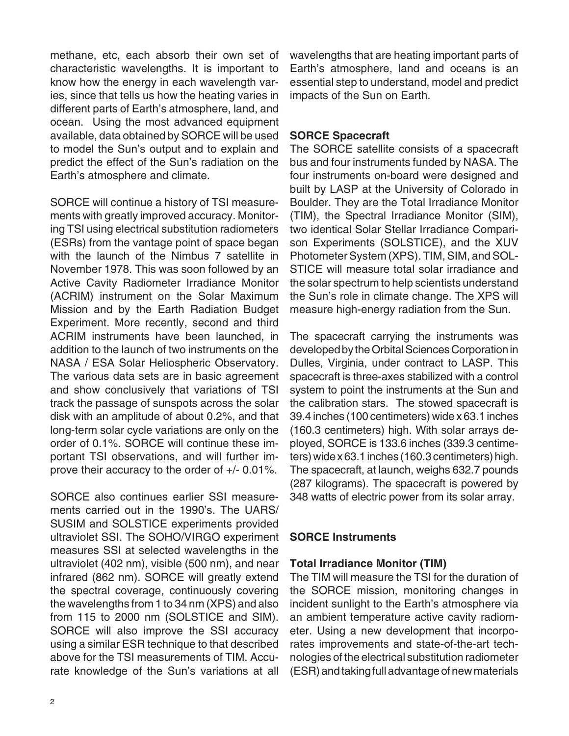methane, etc, each absorb their own set of characteristic wavelengths. It is important to know how the energy in each wavelength varies, since that tells us how the heating varies in different parts of Earth's atmosphere, land, and ocean. Using the most advanced equipment available, data obtained by SORCE will be used to model the Sun's output and to explain and predict the effect of the Sun's radiation on the Earth's atmosphere and climate.

SORCE will continue a history of TSI measurements with greatly improved accuracy. Monitoring TSI using electrical substitution radiometers (ESRs) from the vantage point of space began with the launch of the Nimbus 7 satellite in November 1978. This was soon followed by an Active Cavity Radiometer Irradiance Monitor (ACRIM) instrument on the Solar Maximum Mission and by the Earth Radiation Budget Experiment. More recently, second and third ACRIM instruments have been launched, in addition to the launch of two instruments on the NASA / ESA Solar Heliospheric Observatory. The various data sets are in basic agreement and show conclusively that variations of TSI track the passage of sunspots across the solar disk with an amplitude of about 0.2%, and that long-term solar cycle variations are only on the order of 0.1%. SORCE will continue these important TSI observations, and will further improve their accuracy to the order of +/- 0.01%.

SORCE also continues earlier SSI measurements carried out in the 1990's. The UARS/SUSIM and SOLSTICE experiments provided ultraviolet SSI. The SOHO/VIRGO experiment measures SSI at selected wavelengths in the ultraviolet (402 nm), visible (500 nm), and near infrared (862 nm). SORCE will greatly extend the spectral coverage, continuously covering the wavelengths from 1 to 34 nm (XPS) and also from 115 to 2000 nm (SOLSTICE and SIM). SORCE will also improve the SSI accuracy using a similar ESR technique to that described above for the TSI measurements of TIM. Accurate knowledge of the Sun's variations at all wavelengths that are heating important parts of Earth's atmosphere, land and oceans is an essential step to understand, model and predict impacts of the Sun on Earth.

## SORCE Spacecraft

The SORCE satellite consists of a spacecraft bus and four instruments funded by NASA. The four instruments on-board were designed and built by LASP at the University of Colorado in Boulder. They are the Total Irradiance Monitor (TIM), the Spectral Irradiance Monitor (SIM), two identical Solar Stellar Irradiance Comparison Experiments (SOLSTICE), and the XUV Photometer System (XPS). TIM, SIM, and SOLSTICE will measure total solar irradiance and the solar spectrum to help scientists understand the Sun's role in climate change. The XPS will measure high-energy radiation from the Sun.

The spacecraft carrying the instruments was developed by the Orbital Sciences Corporation in Dulles, Virginia, under contract to LASP. This spacecraft is three-axes stabilized with a control system to point the instruments at the Sun and the calibration stars. The stowed spacecraft is 39.4 inches (100 centimeters) wide x 63.1 inches (160.3 centimeters) high. With solar arrays deployed, SORCE is 133.6 inches (339.3 centimeters) wide x 63.1 inches (160.3 centimeters) high. The spacecraft, at launch, weighs 632.7 pounds (287 kilograms). The spacecraft is powered by 348 watts of electric power from its solar array.

## SORCE Instruments

### Total Irradiance Monitor (TIM)

The TIM will measure the TSI for the duration of the SORCE mission, monitoring changes in incident sunlight to the Earth's atmosphere via an ambient temperature active cavity radiometer. Using a new development that incorporates improvements and state-of-the-art technologies of the electrical substitution radiometer (ESR) and taking full advantage of new materials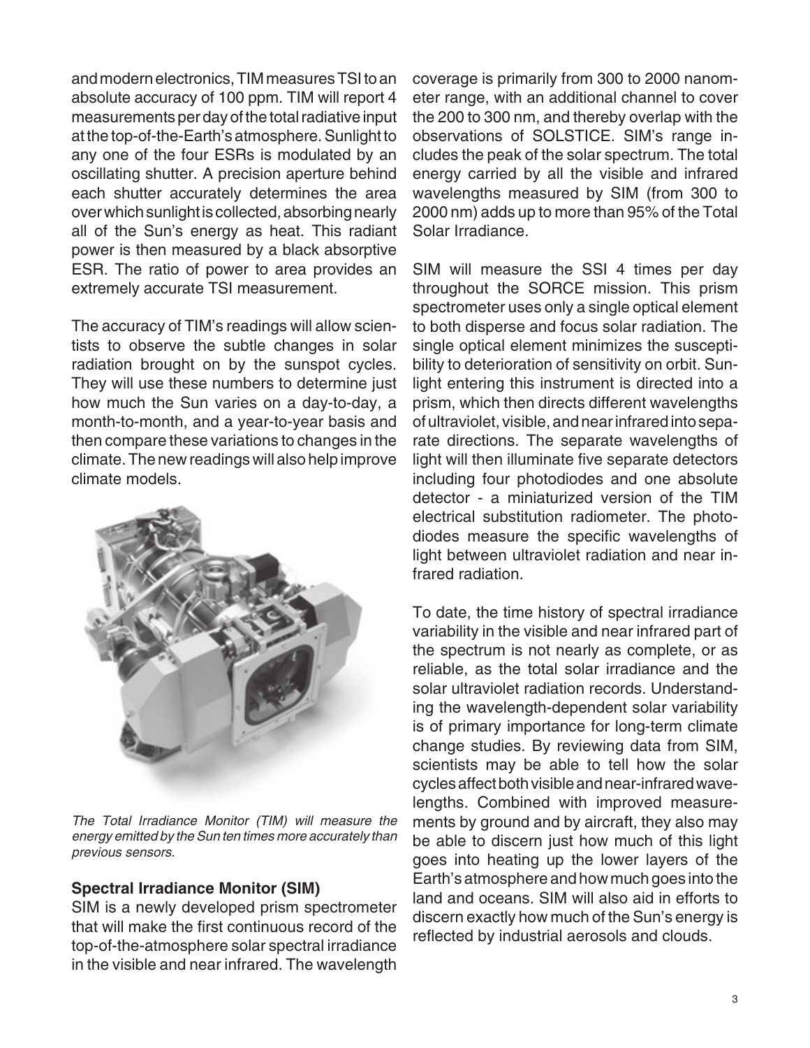and modern electronics, TIM measures TSI to an absolute accuracy of 100 ppm. TIM will report 4 measurements per day of the total radiative input at the top-of-the-Earth's atmosphere. Sunlight to any one of the four ESRs is modulated by an oscillating shutter. A precision aperture behind each shutter accurately determines the area over which sunlight is collected, absorbing nearly all of the Sun's energy as heat. This radiant power is then measured by a black absorptive ESR. The ratio of power to area provides an extremely accurate TSI measurement.

The accuracy of TIM's readings will allow scientists to observe the subtle changes in solar radiation brought on by the sunspot cycles. They will use these numbers to determine just how much the Sun varies on a day-to-day, a month-to-month, and a year-to-year basis and then compare these variations to changes in the climate. The new readings will also help improve climate models.

*The Total Irradiance Monitor (TIM) will measure the energy emitted by the Sun ten times more accurately than previous sensors.*

### Spectral Irradiance Monitor (SIM)

SIM is a newly developed prism spectrometer that will make the first continuous record of the top-of-the-atmosphere solar spectral irradiance in the visible and near infrared. The wavelength coverage is primarily from 300 to 2000 nanometer range, with an additional channel to cover the 200 to 300 nm, and thereby overlap with the observations of SOLSTICE. SIM's range includes the peak of the solar spectrum. The total energy carried by all the visible and infrared wavelengths measured by SIM (from 300 to 2000 nm) adds up to more than 95% of the Total Solar Irradiance.

SIM will measure the SSI 4 times per day throughout the SORCE mission. This prism spectrometer uses only a single optical element to both disperse and focus solar radiation. The single optical element minimizes the susceptibility to deterioration of sensitivity on orbit. Sunlight entering this instrument is directed into a prism, which then directs different wavelengths of ultraviolet, visible, and near infrared into separate directions. The separate wavelengths of light will then illuminate five separate detectors including four photodiodes and one absolute detector - a miniaturized version of the TIM electrical substitution radiometer. The photodiodes measure the specific wavelengths of light between ultraviolet radiation and near infrared radiation.

To date, the time history of spectral irradiance variability in the visible and near infrared part of the spectrum is not nearly as complete, or as reliable, as the total solar irradiance and the solar ultraviolet radiation records. Understanding the wavelength-dependent solar variability is of primary importance for long-term climate change studies. By reviewing data from SIM, scientists may be able to tell how the solar cycles affect both visible and near-infrared wavelengths. Combined with improved measurements by ground and by aircraft, they also may be able to discern just how much of this light goes into heating up the lower layers of the Earth's atmosphere and how much goes into the land and oceans. SIM will also aid in efforts to discern exactly how much of the Sun's energy is reflected by industrial aerosols and clouds.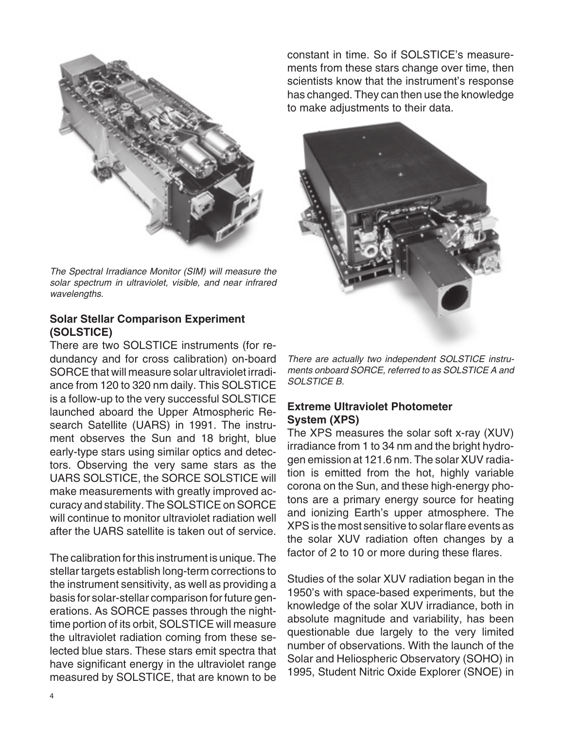*The Spectral Irradiance Monitor (SIM) will measure the solar spectrum in ultraviolet, visible, and near infrared wavelengths.*

### Solar Stellar Comparison Experiment (SOLSTICE)

There are two SOLSTICE instruments (for redundancy and for cross calibration) on-board SORCE that will measure solar ultraviolet irradiance from 120 to 320 nm daily. This SOLSTICE is a follow-up to the very successful SOLSTICE launched aboard the Upper Atmospheric Research Satellite (UARS) in 1991. The instrument observes the Sun and 18 bright, blue early-type stars using similar optics and detectors. Observing the very same stars as the UARS SOLSTICE, the SORCE SOLSTICE will make measurements with greatly improved accuracy and stability. The SOLSTICE on SORCE will continue to monitor ultraviolet radiation well after the UARS satellite is taken out of service.

The calibration for this instrument is unique. The stellar targets establish long-term corrections to the instrument sensitivity, as well as providing a basis for solar-stellar comparison for future generations. As SORCE passes through the nighttime portion of its orbit, SOLSTICE will measure the ultraviolet radiation coming from these selected blue stars. These stars emit spectra that have significant energy in the ultraviolet range measured by SOLSTICE, that are known to be constant in time. So if SOLSTICE's measurements from these stars change over time, then scientists know that the instrument's response has changed. They can then use the knowledge to make adjustments to their data.

*There are actually two independent SOLSTICE instruments onboard SORCE, referred to as SOLSTICE A and SOLSTICE B.*

### Extreme Ultraviolet Photometer System (XPS)

The XPS measures the solar soft x-ray (XUV) irradiance from 1 to 34 nm and the bright hydrogen emission at 121.6 nm. The solar XUV radiation is emitted from the hot, highly variable corona on the Sun, and these high-energy photons are a primary energy source for heating and ionizing Earth's upper atmosphere. The XPS is the most sensitive to solar flare events as the solar XUV radiation often changes by a factor of 2 to 10 or more during these flares.

Studies of the solar XUV radiation began in the 1950's with space-based experiments, but the knowledge of the solar XUV irradiance, both in absolute magnitude and variability, has been questionable due largely to the very limited number of observations. With the launch of the Solar and Heliospheric Observatory (SOHO) in 1995, Student Nitric Oxide Explorer (SNOE) in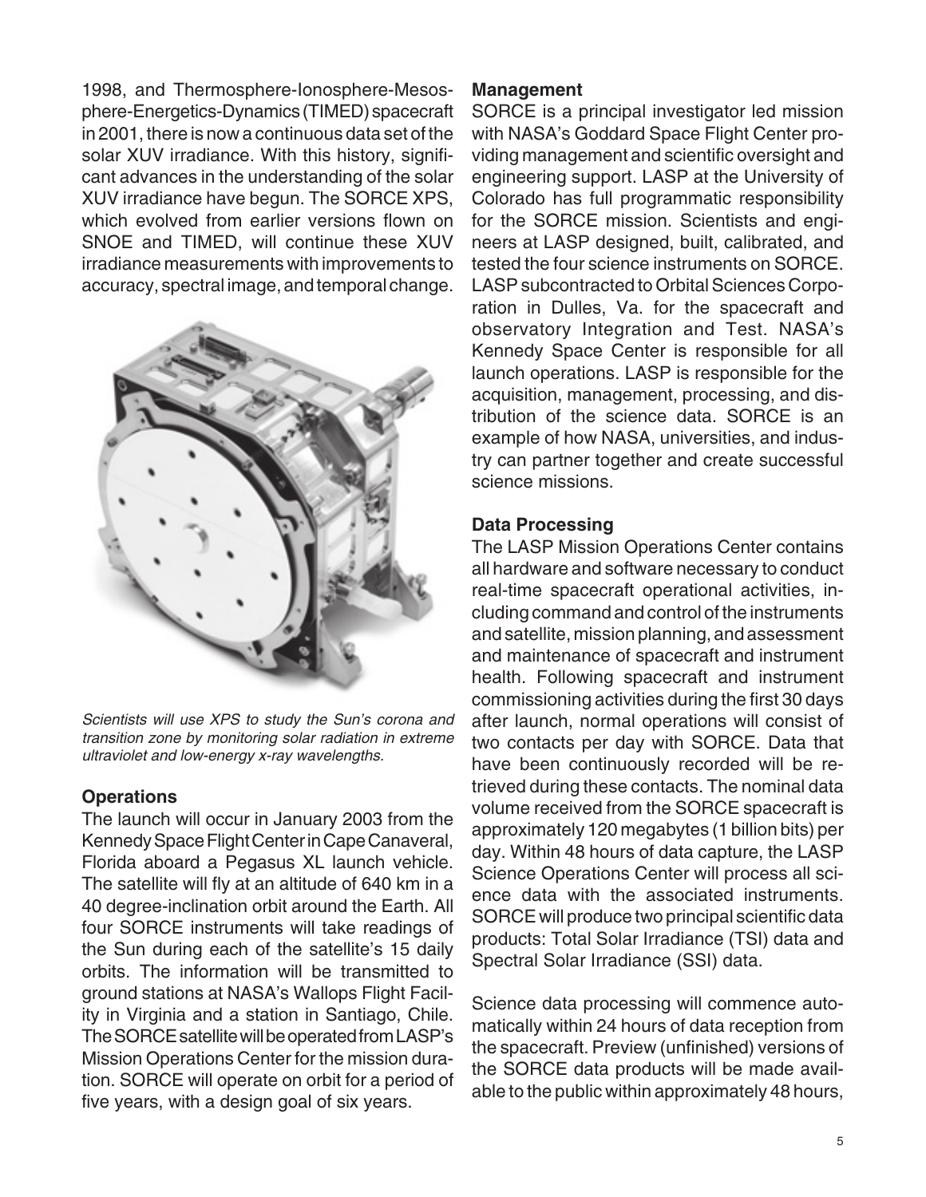1998, and Thermosphere-Ionosphere-Mesosphere-Energetics-Dynamics (TIMED) spacecraft in 2001, there is now a continuous data set of the solar XUV irradiance. With this history, significant advances in the understanding of the solar XUV irradiance have begun. The SORCE XPS, which evolved from earlier versions flown on SNOE and TIMED, will continue these XUV irradiance measurements with improvements to accuracy, spectral image, and temporal change.

*Scientists will use XPS to study the Sun's corona and transition zone by monitoring solar radiation in extreme ultraviolet and low-energy x-ray wavelengths.*

### Operations

The launch will occur in January 2003 from the Kennedy Space Flight Center in Cape Canaveral, Florida aboard a Pegasus XL launch vehicle. The satellite will fly at an altitude of 640 km in a 40 degree-inclination orbit around the Earth. All four SORCE instruments will take readings of the Sun during each of the satellite's 15 daily orbits. The information will be transmitted to ground stations at NASA's Wallops Flight Facility in Virginia and a station in Santiago, Chile. The SORCE satellite will be operated from LASP's Mission Operations Center for the mission duration. SORCE will operate on orbit for a period of five years, with a design goal of six years.

### Management

SORCE is a principal investigator led mission with NASA's Goddard Space Flight Center providing management and scientific oversight and engineering support. LASP at the University of Colorado has full programmatic responsibility for the SORCE mission. Scientists and engineers at LASP designed, built, calibrated, and tested the four science instruments on SORCE. LASP subcontracted to Orbital Sciences Corporation in Dulles, Va. for the spacecraft and observatory Integration and Test. NASA's Kennedy Space Center is responsible for all launch operations. LASP is responsible for the acquisition, management, processing, and distribution of the science data. SORCE is an example of how NASA, universities, and industry can partner together and create successful science missions.

### Data Processing

The LASP Mission Operations Center contains all hardware and software necessary to conduct real-time spacecraft operational activities, including command and control of the instruments and satellite, mission planning, and assessment and maintenance of spacecraft and instrument health. Following spacecraft and instrument commissioning activities during the first 30 days after launch, normal operations will consist of two contacts per day with SORCE. Data that have been continuously recorded will be retrieved during these contacts. The nominal data volume received from the SORCE spacecraft is approximately 120 megabytes (1 billion bits) per day. Within 48 hours of data capture, the LASP Science Operations Center will process all science data with the associated instruments. SORCE will produce two principal scientific data products: Total Solar Irradiance (TSI) data and Spectral Solar Irradiance (SSI) data.

Science data processing will commence automatically within 24 hours of data reception from the spacecraft. Preview (unfinished) versions of the SORCE data products will be made available to the public within approximately 48 hours,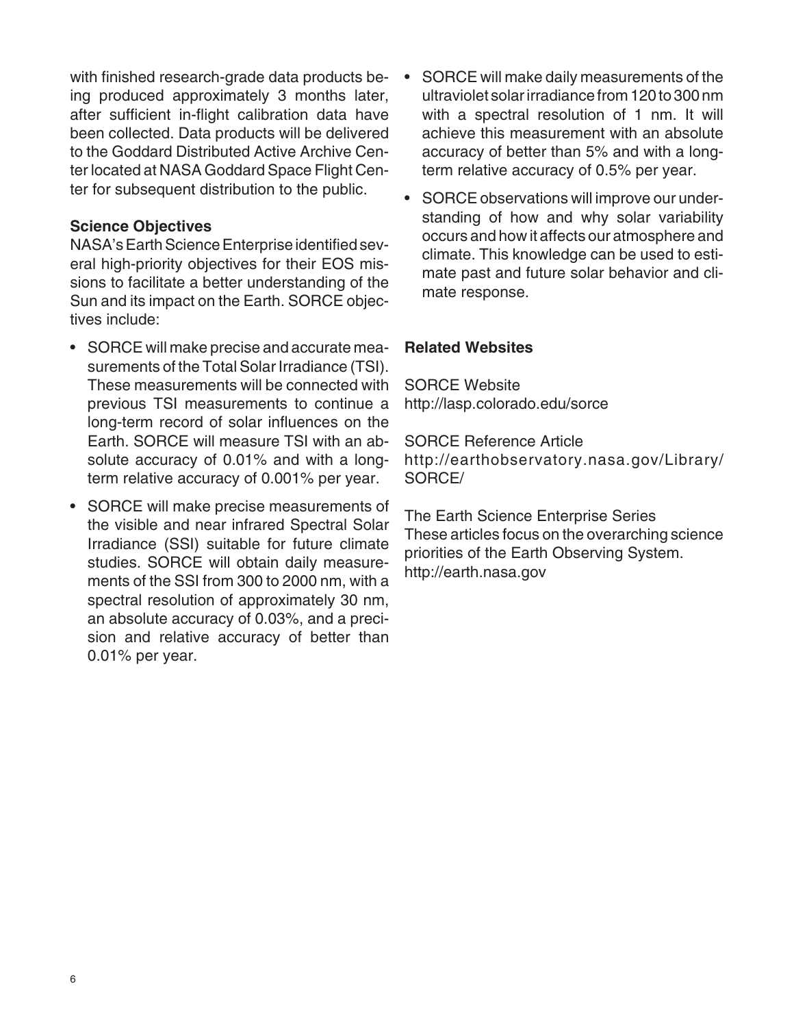with finished research-grade data products being produced approximately 3 months later, after sufficient in-flight calibration data have been collected. Data products will be delivered to the Goddard Distributed Active Archive Center located at NASA Goddard Space Flight Center for subsequent distribution to the public.

## Science Objectives

NASA's Earth Science Enterprise identified several high-priority objectives for their EOS missions to facilitate a better understanding of the Sun and its impact on the Earth. SORCE objectives include:

- SORCE will make precise and accurate measurements of the Total Solar Irradiance (TSI). These measurements will be connected with previous TSI measurements to continue a long-term record of solar influences on the Earth. SORCE will measure TSI with an absolute accuracy of 0.01% and with a long-term relative accuracy of 0.001% per year.
- SORCE will make precise measurements of the visible and near infrared Spectral Solar Irradiance (SSI) suitable for future climate studies. SORCE will obtain daily measurements of the SSI from 300 to 2000 nm, with a spectral resolution of approximately 30 nm, an absolute accuracy of 0.03%, and a precision and relative accuracy of better than 0.01% per year.
- SORCE will make daily measurements of the ultraviolet solar irradiance from 120 to 300 nm with a spectral resolution of 1 nm. It will achieve this measurement with an absolute accuracy of better than 5% and with a long-term relative accuracy of 0.5% per year.
- SORCE observations will improve our understanding of how and why solar variability occurs and how it affects our atmosphere and climate. This knowledge can be used to estimate past and future solar behavior and climate response.

## Related Websites

SORCE Website
http://lasp.colorado.edu/sorce

SORCE Reference Article
http://earthobservatory.nasa.gov/Library/SORCE/

The Earth Science Enterprise Series
These articles focus on the overarching science priorities of the Earth Observing System.
http://earth.nasa.gov